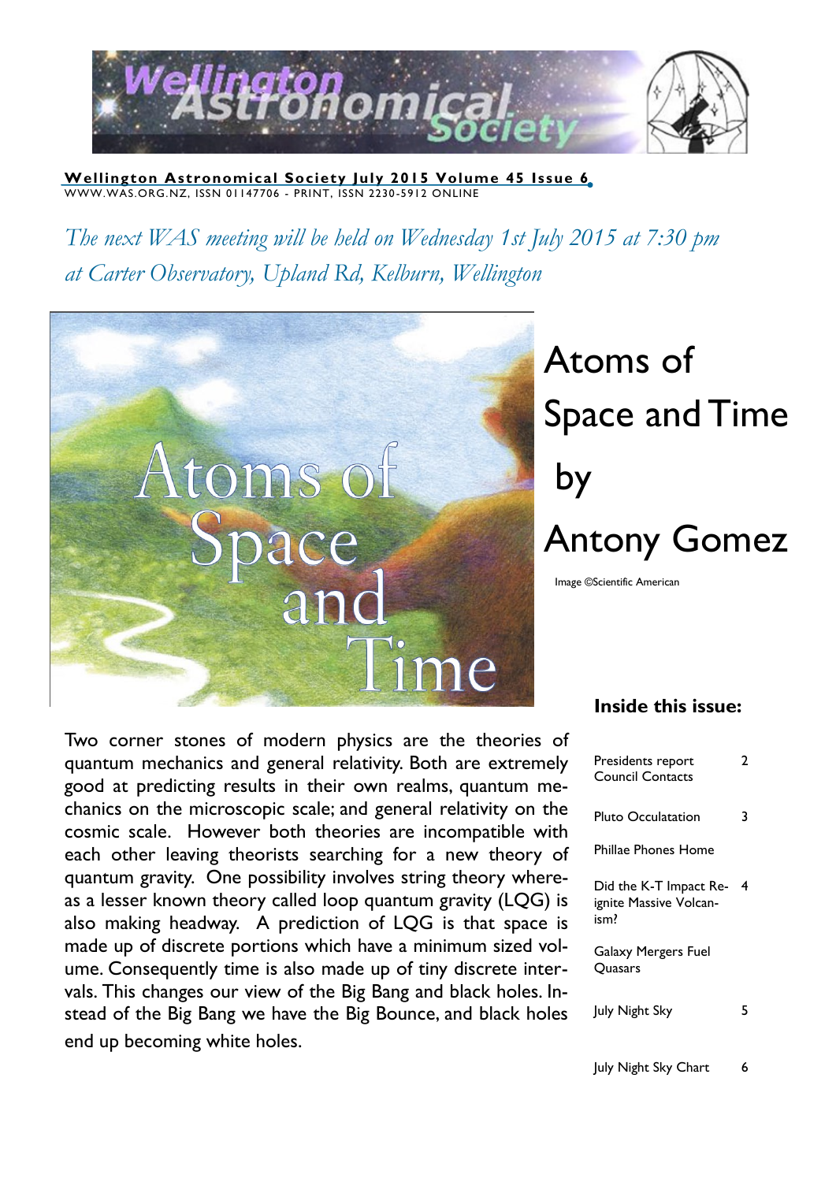**Wellington Astronomical Society July 2015 Volume 45 Issue 6**

WWW.WAS.ORG.NZ, ISSN 01147706 - PRINT, ISSN 2230-5912 ONLINE

*The next WAS meeting will be held on Wednesday 1st July 2015 at 7:30 pm at Carter Observatory, Upland Rd, Kelburn, Wellington*

# Atoms of Space and Time by Antony Gomez

Image ©Scientific American

Two corner stones of modern physics are the theories of quantum mechanics and general relativity. Both are extremely good at predicting results in their own realms, quantum mechanics on the microscopic scale; and general relativity on the cosmic scale. However both theories are incompatible with each other leaving theorists searching for a new theory of quantum gravity. One possibility involves string theory whereas a lesser known theory called loop quantum gravity (LQG) is also making headway. A prediction of LQG is that space is made up of discrete portions which have a minimum sized volume. Consequently time is also made up of tiny discrete intervals. This changes our view of the Big Bang and black holes. Instead of the Big Bang we have the Big Bounce, and black holes end up becoming white holes.

### Inside this issue:

| | |
|---|---|
| Presidents report Council Contacts | 2 |
| Pluto Occulatation | 3 |
| Phillae Phones Home | |
| Did the K-T Impact Reignite Massive Volcanism? | 4 |
| Galaxy Mergers Fuel Quasars | |
| July Night Sky | 5 |
| July Night Sky Chart | 6 |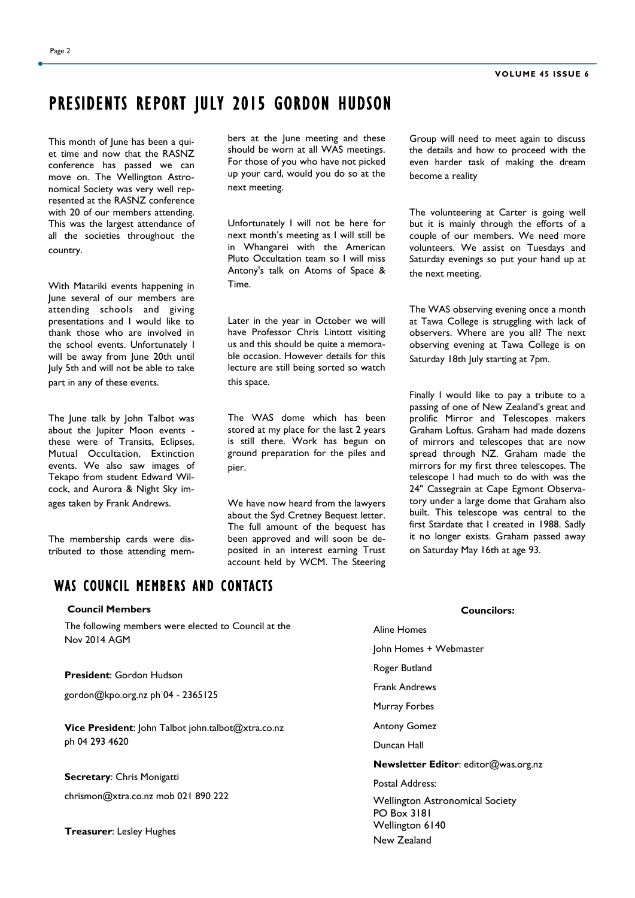# PRESIDENTS REPORT JULY 2015 GORDON HUDSON

This month of June has been a quiet time and now that the RASNZ conference has passed we can move on. The Wellington Astronomical Society was very well represented at the RASNZ conference with 20 of our members attending. This was the largest attendance of all the societies throughout the country.

With Matariki events happening in June several of our members are attending schools and giving presentations and I would like to thank those who are involved in the school events. Unfortunately I will be away from June 20th until July 5th and will not be able to take part in any of these events.

The June talk by John Talbot was about the Jupiter Moon events - these were of Transits, Eclipses, Mutual Occultation, Extinction events. We also saw images of Tekapo from student Edward Wilcock, and Aurora & Night Sky images taken by Frank Andrews.

The membership cards were distributed to those attending members at the June meeting and these should be worn at all WAS meetings. For those of you who have not picked up your card, would you do so at the next meeting.

Unfortunately I will not be here for next month's meeting as I will still be in Whangarei with the American Pluto Occultation team so I will miss Antony's talk on Atoms of Space & Time.

Later in the year in October we will have Professor Chris Lintott visiting us and this should be quite a memorable occasion. However details for this lecture are still being sorted so watch this space.

The WAS dome which has been stored at my place for the last 2 years is still there. Work has begun on ground preparation for the piles and pier.

We have now heard from the lawyers about the Syd Cretney Bequest letter. The full amount of the bequest has been approved and will soon be deposited in an interest earning Trust account held by WCM. The Steering Group will need to meet again to discuss the details and how to proceed with the even harder task of making the dream become a reality

The volunteering at Carter is going well but it is mainly through the efforts of a couple of our members. We need more volunteers. We assist on Tuesdays and Saturday evenings so put your hand up at the next meeting.

The WAS observing evening once a month at Tawa College is struggling with lack of observers. Where are you all? The next observing evening at Tawa College is on Saturday 18th July starting at 7pm.

Finally I would like to pay a tribute to a passing of one of New Zealand's great and prolific Mirror and Telescopes makers Graham Loftus. Graham had made dozens of mirrors and telescopes that are now spread through NZ. Graham made the mirrors for my first three telescopes. The telescope I had much to do with was the 24" Cassegrain at Cape Egmont Observatory under a large dome that Graham also built. This telescope was central to the first Stardate that I created in 1988. Sadly it no longer exists. Graham passed away on Saturday May 16th at age 93.

# WAS COUNCIL MEMBERS AND CONTACTS

**Council Members**

The following members were elected to Council at the Nov 2014 AGM

**President**: Gordon Hudson

gordon@kpo.org.nz ph 04 - 2365125

**Vice President**: John Talbot john.talbot@xtra.co.nz ph 04 293 4620

**Secretary**: Chris Monigatti

chrismon@xtra.co.nz mob 021 890 222

**Treasurer**: Lesley Hughes

**Councilors:**

Aline Homes

John Homes + Webmaster

Roger Butland

Frank Andrews

Murray Forbes

Antony Gomez

Duncan Hall

**Newsletter Editor**: editor@was.org.nz

Postal Address:

Wellington Astronomical Society
PO Box 3181
Wellington 6140
New Zealand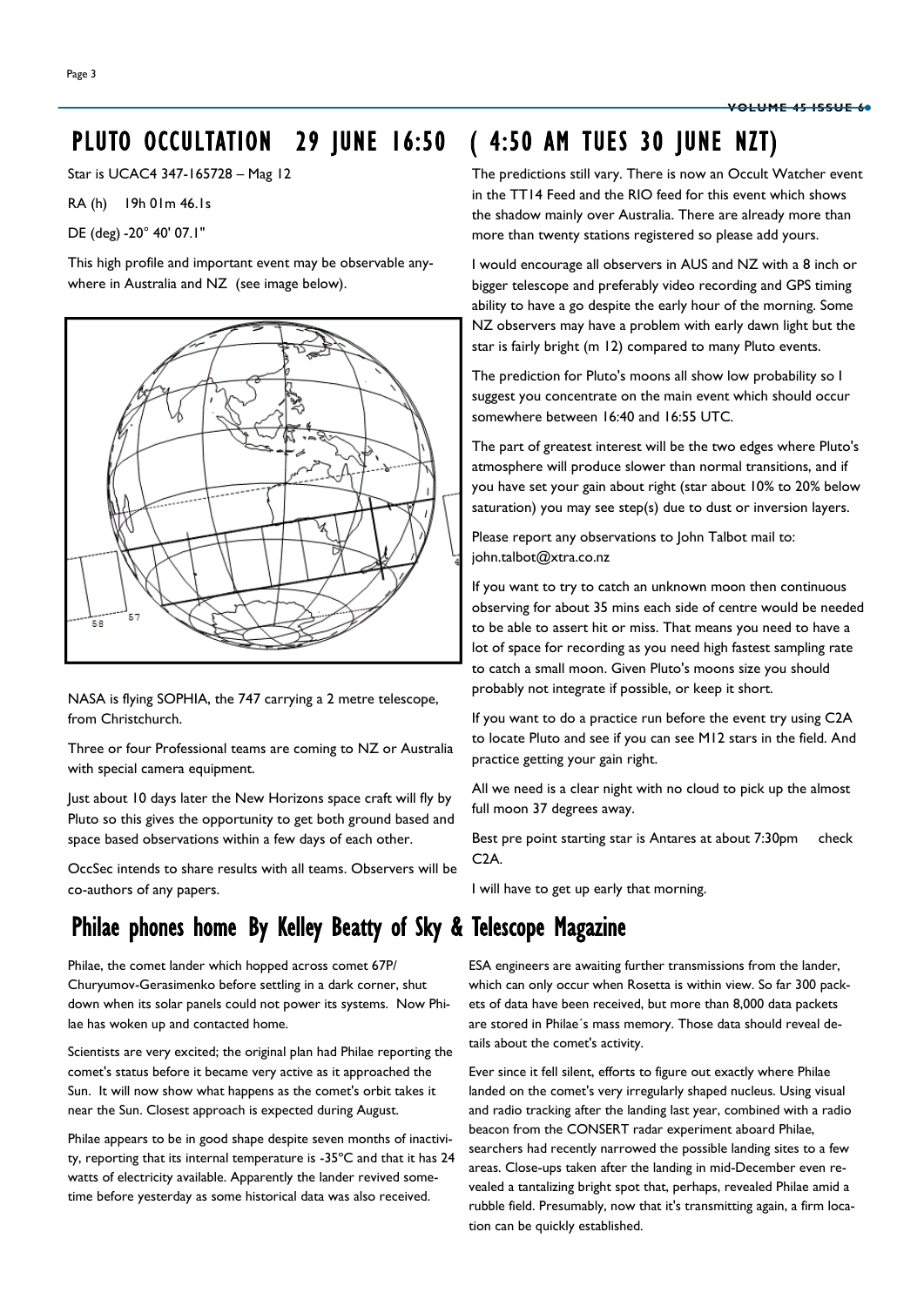# PLUTO OCCULTATION 29 JUNE 16:50 ( 4:50 AM TUES 30 JUNE NZT)

Star is UCAC4 347-165728 – Mag 12

RA (h) 19h 01m 46.1s

DE (deg) -20° 40' 07.1"

This high profile and important event may be observable anywhere in Australia and NZ (see image below).

NASA is flying SOPHIA, the 747 carrying a 2 metre telescope, from Christchurch.

Three or four Professional teams are coming to NZ or Australia with special camera equipment.

Just about 10 days later the New Horizons space craft will fly by Pluto so this gives the opportunity to get both ground based and space based observations within a few days of each other.

OccSec intends to share results with all teams. Observers will be co-authors of any papers.

The predictions still vary. There is now an Occult Watcher event in the TT14 Feed and the RIO feed for this event which shows the shadow mainly over Australia. There are already more than more than twenty stations registered so please add yours.

I would encourage all observers in AUS and NZ with a 8 inch or bigger telescope and preferably video recording and GPS timing ability to have a go despite the early hour of the morning. Some NZ observers may have a problem with early dawn light but the star is fairly bright (m 12) compared to many Pluto events.

The prediction for Pluto's moons all show low probability so I suggest you concentrate on the main event which should occur somewhere between 16:40 and 16:55 UTC.

The part of greatest interest will be the two edges where Pluto's atmosphere will produce slower than normal transitions, and if you have set your gain about right (star about 10% to 20% below saturation) you may see step(s) due to dust or inversion layers.

Please report any observations to John Talbot mail to: john.talbot@xtra.co.nz

If you want to try to catch an unknown moon then continuous observing for about 35 mins each side of centre would be needed to be able to assert hit or miss. That means you need to have a lot of space for recording as you need high fastest sampling rate to catch a small moon. Given Pluto's moons size you should probably not integrate if possible, or keep it short.

If you want to do a practice run before the event try using C2A to locate Pluto and see if you can see M12 stars in the field. And practice getting your gain right.

All we need is a clear night with no cloud to pick up the almost full moon 37 degrees away.

Best pre point starting star is Antares at about 7:30pm check C2A.

I will have to get up early that morning.

# Philae phones home By Kelley Beatty of Sky & Telescope Magazine

Philae, the comet lander which hopped across comet 67P/Churyumov-Gerasimenko before settling in a dark corner, shut down when its solar panels could not power its systems. Now Philae has woken up and contacted home.

Scientists are very excited; the original plan had Philae reporting the comet's status before it became very active as it approached the Sun. It will now show what happens as the comet's orbit takes it near the Sun. Closest approach is expected during August.

Philae appears to be in good shape despite seven months of inactivity, reporting that its internal temperature is -35°C and that it has 24 watts of electricity available. Apparently the lander revived sometime before yesterday as some historical data was also received.

ESA engineers are awaiting further transmissions from the lander, which can only occur when Rosetta is within view. So far 300 packets of data have been received, but more than 8,000 data packets are stored in Philae´s mass memory. Those data should reveal details about the comet's activity.

Ever since it fell silent, efforts to figure out exactly where Philae landed on the comet's very irregularly shaped nucleus. Using visual and radio tracking after the landing last year, combined with a radio beacon from the CONSERT radar experiment aboard Philae, searchers had recently narrowed the possible landing sites to a few areas. Close-ups taken after the landing in mid-December even revealed a tantalizing bright spot that, perhaps, revealed Philae amid a rubble field. Presumably, now that it's transmitting again, a firm location can be quickly established.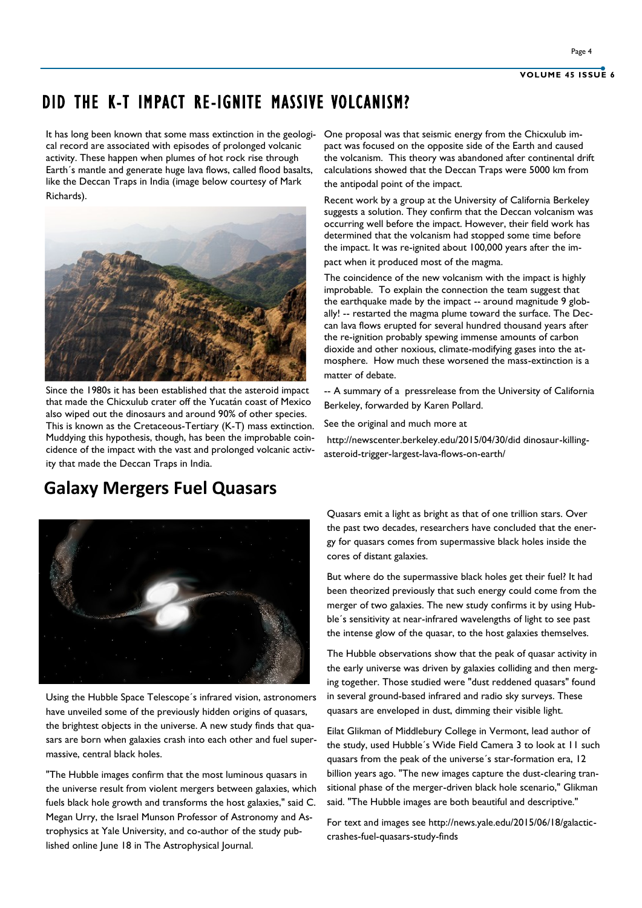# DID THE K-T IMPACT RE-IGNITE MASSIVE VOLCANISM?

It has long been known that some mass extinction in the geological record are associated with episodes of prolonged volcanic activity. These happen when plumes of hot rock rise through Earth´s mantle and generate huge lava flows, called flood basalts, like the Deccan Traps in India (image below courtesy of Mark Richards).

Since the 1980s it has been established that the asteroid impact that made the Chicxulub crater off the Yucatán coast of Mexico also wiped out the dinosaurs and around 90% of other species. This is known as the Cretaceous-Tertiary (K-T) mass extinction. Muddying this hypothesis, though, has been the improbable coincidence of the impact with the vast and prolonged volcanic activity that made the Deccan Traps in India.

One proposal was that seismic energy from the Chicxulub impact was focused on the opposite side of the Earth and caused the volcanism. This theory was abandoned after continental drift calculations showed that the Deccan Traps were 5000 km from the antipodal point of the impact.

Recent work by a group at the University of California Berkeley suggests a solution. They confirm that the Deccan volcanism was occurring well before the impact. However, their field work has determined that the volcanism had stopped some time before the impact. It was re-ignited about 100,000 years after the impact when it produced most of the magma.

The coincidence of the new volcanism with the impact is highly improbable. To explain the connection the team suggest that the earthquake made by the impact -- around magnitude 9 globally! -- restarted the magma plume toward the surface. The Deccan lava flows erupted for several hundred thousand years after the re-ignition probably spewing immense amounts of carbon dioxide and other noxious, climate-modifying gases into the atmosphere. How much these worsened the mass-extinction is a matter of debate.

-- A summary of a pressrelease from the University of California Berkeley, forwarded by Karen Pollard.

See the original and much more at

http://newscenter.berkeley.edu/2015/04/30/did dinosaur-killing-asteroid-trigger-largest-lava-flows-on-earth/

# Galaxy Mergers Fuel Quasars

Using the Hubble Space Telescope´s infrared vision, astronomers have unveiled some of the previously hidden origins of quasars, the brightest objects in the universe. A new study finds that quasars are born when galaxies crash into each other and fuel supermassive, central black holes.

"The Hubble images confirm that the most luminous quasars in the universe result from violent mergers between galaxies, which fuels black hole growth and transforms the host galaxies," said C. Megan Urry, the Israel Munson Professor of Astronomy and Astrophysics at Yale University, and co-author of the study published online June 18 in The Astrophysical Journal.

Quasars emit a light as bright as that of one trillion stars. Over the past two decades, researchers have concluded that the energy for quasars comes from supermassive black holes inside the cores of distant galaxies.

But where do the supermassive black holes get their fuel? It had been theorized previously that such energy could come from the merger of two galaxies. The new study confirms it by using Hubble´s sensitivity at near-infrared wavelengths of light to see past the intense glow of the quasar, to the host galaxies themselves.

The Hubble observations show that the peak of quasar activity in the early universe was driven by galaxies colliding and then merging together. Those studied were "dust reddened quasars" found in several ground-based infrared and radio sky surveys. These quasars are enveloped in dust, dimming their visible light.

Eilat Glikman of Middlebury College in Vermont, lead author of the study, used Hubble´s Wide Field Camera 3 to look at 11 such quasars from the peak of the universe´s star-formation era, 12 billion years ago. "The new images capture the dust-clearing transitional phase of the merger-driven black hole scenario," Glikman said. "The Hubble images are both beautiful and descriptive."

For text and images see http://news.yale.edu/2015/06/18/galactic-crashes-fuel-quasars-study-finds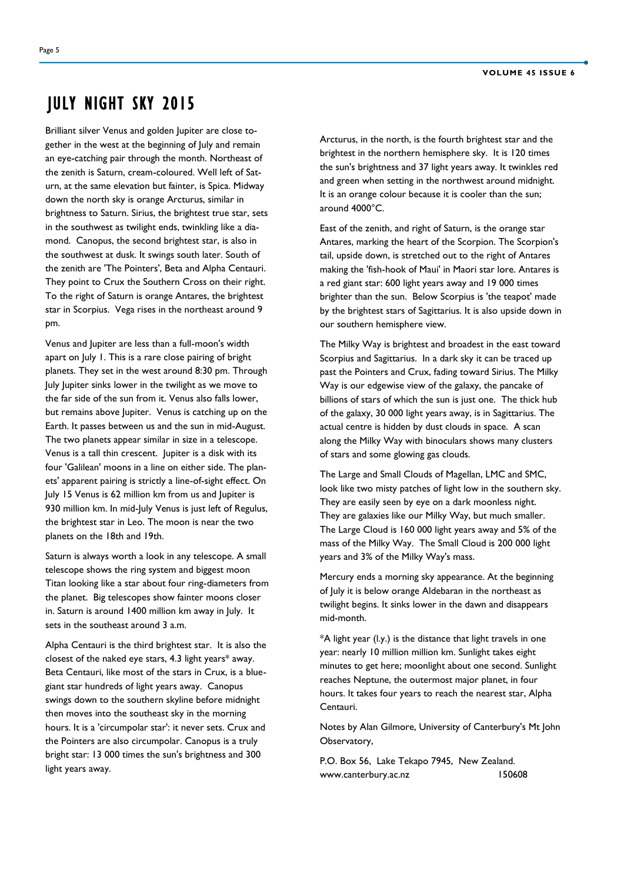# JULY NIGHT SKY 2015

Brilliant silver Venus and golden Jupiter are close together in the west at the beginning of July and remain an eye-catching pair through the month. Northeast of the zenith is Saturn, cream-coloured. Well left of Saturn, at the same elevation but fainter, is Spica. Midway down the north sky is orange Arcturus, similar in brightness to Saturn. Sirius, the brightest true star, sets in the southwest as twilight ends, twinkling like a diamond. Canopus, the second brightest star, is also in the southwest at dusk. It swings south later. South of the zenith are 'The Pointers', Beta and Alpha Centauri. They point to Crux the Southern Cross on their right. To the right of Saturn is orange Antares, the brightest star in Scorpius. Vega rises in the northeast around 9 pm.

Venus and Jupiter are less than a full-moon's width apart on July 1. This is a rare close pairing of bright planets. They set in the west around 8:30 pm. Through July Jupiter sinks lower in the twilight as we move to the far side of the sun from it. Venus also falls lower, but remains above Jupiter. Venus is catching up on the Earth. It passes between us and the sun in mid-August. The two planets appear similar in size in a telescope. Venus is a tall thin crescent. Jupiter is a disk with its four 'Galilean' moons in a line on either side. The planets' apparent pairing is strictly a line-of-sight effect. On July 15 Venus is 62 million km from us and Jupiter is 930 million km. In mid-July Venus is just left of Regulus, the brightest star in Leo. The moon is near the two planets on the 18th and 19th.

Saturn is always worth a look in any telescope. A small telescope shows the ring system and biggest moon Titan looking like a star about four ring-diameters from the planet. Big telescopes show fainter moons closer in. Saturn is around 1400 million km away in July. It sets in the southeast around 3 a.m.

Alpha Centauri is the third brightest star. It is also the closest of the naked eye stars, 4.3 light years* away. Beta Centauri, like most of the stars in Crux, is a blue-giant star hundreds of light years away. Canopus swings down to the southern skyline before midnight then moves into the southeast sky in the morning hours. It is a 'circumpolar star': it never sets. Crux and the Pointers are also circumpolar. Canopus is a truly bright star: 13 000 times the sun's brightness and 300 light years away.

Arcturus, in the north, is the fourth brightest star and the brightest in the northern hemisphere sky. It is 120 times the sun's brightness and 37 light years away. It twinkles red and green when setting in the northwest around midnight. It is an orange colour because it is cooler than the sun; around 4000°C.

East of the zenith, and right of Saturn, is the orange star Antares, marking the heart of the Scorpion. The Scorpion's tail, upside down, is stretched out to the right of Antares making the 'fish-hook of Maui' in Maori star lore. Antares is a red giant star: 600 light years away and 19 000 times brighter than the sun. Below Scorpius is 'the teapot' made by the brightest stars of Sagittarius. It is also upside down in our southern hemisphere view.

The Milky Way is brightest and broadest in the east toward Scorpius and Sagittarius. In a dark sky it can be traced up past the Pointers and Crux, fading toward Sirius. The Milky Way is our edgewise view of the galaxy, the pancake of billions of stars of which the sun is just one. The thick hub of the galaxy, 30 000 light years away, is in Sagittarius. The actual centre is hidden by dust clouds in space. A scan along the Milky Way with binoculars shows many clusters of stars and some glowing gas clouds.

The Large and Small Clouds of Magellan, LMC and SMC, look like two misty patches of light low in the southern sky. They are easily seen by eye on a dark moonless night. They are galaxies like our Milky Way, but much smaller. The Large Cloud is 160 000 light years away and 5% of the mass of the Milky Way. The Small Cloud is 200 000 light years and 3% of the Milky Way's mass.

Mercury ends a morning sky appearance. At the beginning of July it is below orange Aldebaran in the northeast as twilight begins. It sinks lower in the dawn and disappears mid-month.

*A light year (l.y.) is the distance that light travels in one year: nearly 10 million million km. Sunlight takes eight minutes to get here; moonlight about one second. Sunlight reaches Neptune, the outermost major planet, in four hours. It takes four years to reach the nearest star, Alpha Centauri.

Notes by Alan Gilmore, University of Canterbury's Mt John Observatory,

P.O. Box 56, Lake Tekapo 7945, New Zealand.
www.canterbury.ac.nz 150608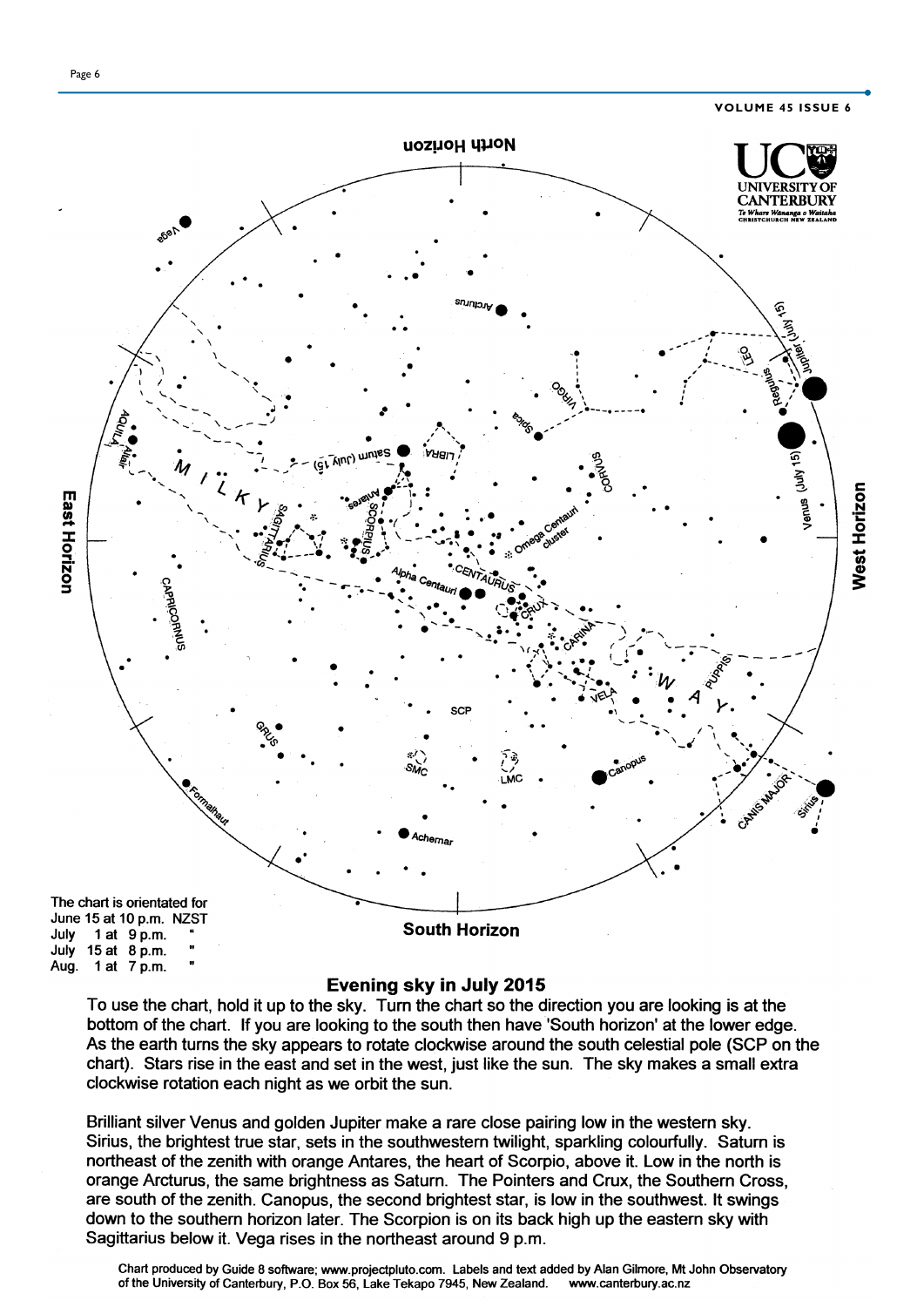North Horizon

East Horizon

West Horizon

South Horizon

UNIVERSITY OF CANTERBURY
*Te Whare Wānanga o Waitaha*
CHRISTCHURCH NEW ZEALAND

Vega
Arcturus
LEO
Regulus
Jupiter (July 15)
Venus (July 15)
VIRGO
Spica
LIBRA
Saturn (July 15)
AQUILA
Altair
M I L K Y
Antares
SCORPIUS
SAGITTARIUS
CORVUS
Omega Centauri cluster
CENTAURUS
Alpha Centauri
CRUX
CAPRICORNUS
CARINA
W A Y
PUPPIS
VELA
SCP
GRUS
SMC
LMC
Canopus
Formalhaut
CANIS MAJOR
Sirius
Achernar

The chart is orientated for
June 15 at 10 p.m. NZST
July 1 at 9 p.m. "
July 15 at 8 p.m. "
Aug. 1 at 7 p.m. "

## Evening sky in July 2015

To use the chart, hold it up to the sky. Turn the chart so the direction you are looking is at the bottom of the chart. If you are looking to the south then have 'South horizon' at the lower edge. As the earth turns the sky appears to rotate clockwise around the south celestial pole (SCP on the chart). Stars rise in the east and set in the west, just like the sun. The sky makes a small extra clockwise rotation each night as we orbit the sun.

Brilliant silver Venus and golden Jupiter make a rare close pairing low in the western sky. Sirius, the brightest true star, sets in the southwestern twilight, sparkling colourfully. Saturn is northeast of the zenith with orange Antares, the heart of Scorpio, above it. Low in the north is orange Arcturus, the same brightness as Saturn. The Pointers and Crux, the Southern Cross, are south of the zenith. Canopus, the second brightest star, is low in the southwest. It swings down to the southern horizon later. The Scorpion is on its back high up the eastern sky with Sagittarius below it. Vega rises in the northeast around 9 p.m.

Chart produced by Guide 8 software; www.projectpluto.com. Labels and text added by Alan Gilmore, Mt John Observatory of the University of Canterbury, P.O. Box 56, Lake Tekapo 7945, New Zealand. www.canterbury.ac.nz